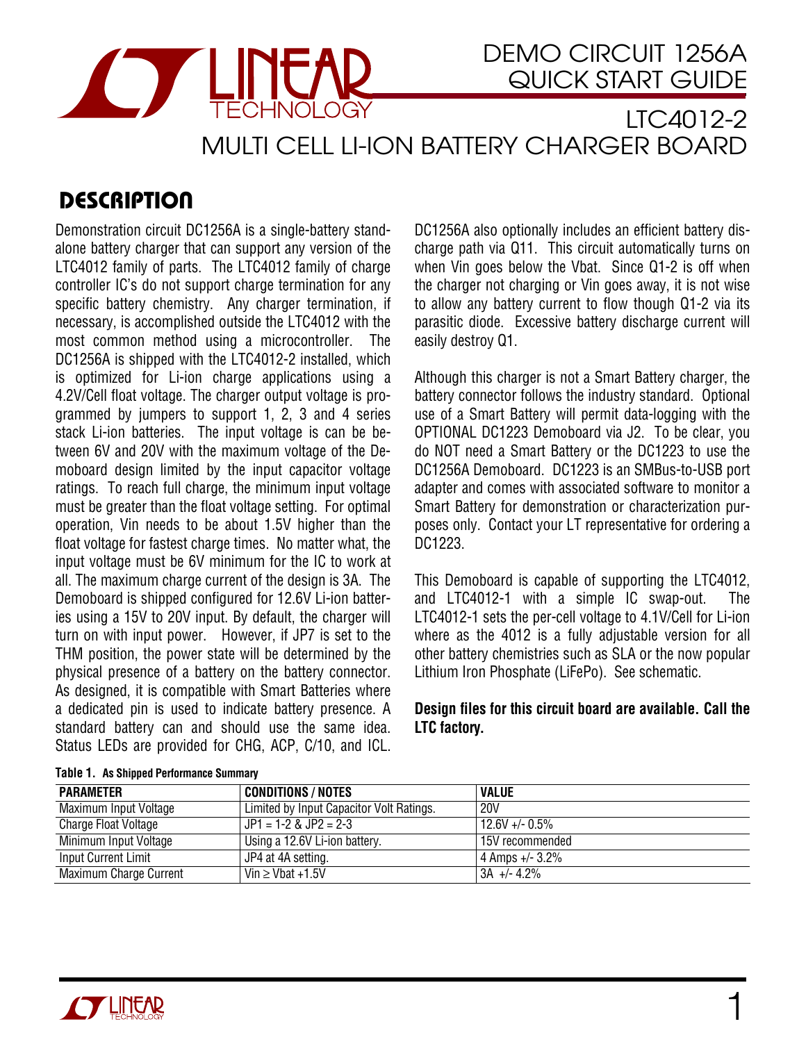# DEMO CIRCUIT 1256A QUICK START GUIDE

## LTC4012-2 MULTI CELL LI-ION BATTERY CHARGER BOARD

## DESCRIPTION

Demonstration circuit DC1256A is a single-battery standalone battery charger that can support any version of the LTC4012 family of parts. The LTC4012 family of charge controller IC's do not support charge termination for any specific battery chemistry. Any charger termination, if necessary, is accomplished outside the LTC4012 with the most common method using a microcontroller. The DC1256A is shipped with the LTC4012-2 installed, which is optimized for Li-ion charge applications using a 4.2V/Cell float voltage. The charger output voltage is programmed by jumpers to support 1, 2, 3 and 4 series stack Li-ion batteries. The input voltage is can be between 6V and 20V with the maximum voltage of the Demoboard design limited by the input capacitor voltage ratings. To reach full charge, the minimum input voltage must be greater than the float voltage setting. For optimal operation, Vin needs to be about 1.5V higher than the float voltage for fastest charge times. No matter what, the input voltage must be 6V minimum for the IC to work at all. The maximum charge current of the design is 3A. The Demoboard is shipped configured for 12.6V Li-ion batteries using a 15V to 20V input. By default, the charger will turn on with input power. However, if JP7 is set to the THM position, the power state will be determined by the physical presence of a battery on the battery connector. As designed, it is compatible with Smart Batteries where a dedicated pin is used to indicate battery presence. A standard battery can and should use the same idea. Status LEDs are provided for CHG, ACP, C/10, and ICL.

DC1256A also optionally includes an efficient battery discharge path via Q11. This circuit automatically turns on when Vin goes below the Vbat. Since Q1-2 is off when the charger not charging or Vin goes away, it is not wise to allow any battery current to flow though Q1-2 via its parasitic diode. Excessive battery discharge current will easily destroy Q1.

Although this charger is not a Smart Battery charger, the battery connector follows the industry standard. Optional use of a Smart Battery will permit data-logging with the OPTIONAL DC1223 Demoboard via J2. To be clear, you do NOT need a Smart Battery or the DC1223 to use the DC1256A Demoboard. DC1223 is an SMBus-to-USB port adapter and comes with associated software to monitor a Smart Battery for demonstration or characterization purposes only. Contact your LT representative for ordering a DC1223.

This Demoboard is capable of supporting the LTC4012, and LTC4012-1 with a simple IC swap-out. The LTC4012-1 sets the per-cell voltage to 4.1V/Cell for Li-ion where as the 4012 is a fully adjustable version for all other battery chemistries such as SLA or the now popular Lithium Iron Phosphate (LiFePo). See schematic.

**Design files for this circuit board are available. Call the LTC factory.**

**Table 1. As Shipped Performance Summary**

| PARAMETER | CONDITIONS / NOTES | VALUE |
|---|---|---|
| Maximum Input Voltage | Limited by Input Capacitor Volt Ratings. | 20V |
| Charge Float Voltage | JP1 = 1-2 & JP2 = 2-3 | 12.6V +/- 0.5% |
| Minimum Input Voltage | Using a 12.6V Li-ion battery. | 15V recommended |
| Input Current Limit | JP4 at 4A setting. | 4 Amps +/- 3.2% |
| Maximum Charge Current | Vin ≥ Vbat +1.5V | 3A +/- 4.2% |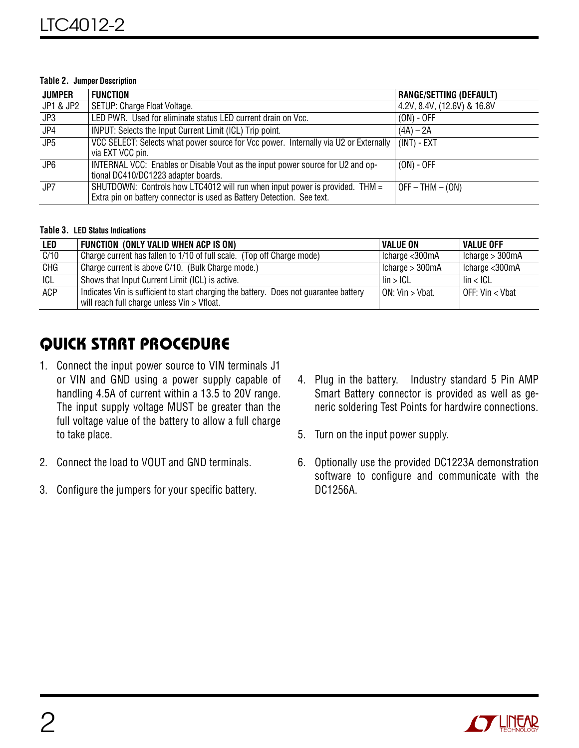**Table 2. Jumper Description**

| JUMPER | FUNCTION | RANGE/SETTING (DEFAULT) |
|---|---|---|
| JP1 & JP2 | SETUP: Charge Float Voltage. | 4.2V, 8.4V, (12.6V) & 16.8V |
| JP3 | LED PWR. Used for eliminate status LED current drain on Vcc. | (ON) - OFF |
| JP4 | INPUT: Selects the Input Current Limit (ICL) Trip point. | (4A) – 2A |
| JP5 | VCC SELECT: Selects what power source for Vcc power. Internally via U2 or Externally via EXT VCC pin. | (INT) - EXT |
| JP6 | INTERNAL VCC: Enables or Disable Vout as the input power source for U2 and optional DC410/DC1223 adapter boards. | (ON) - OFF |
| JP7 | SHUTDOWN: Controls how LTC4012 will run when input power is provided. THM = Extra pin on battery connector is used as Battery Detection. See text. | OFF – THM – (ON) |

**Table 3. LED Status Indications**

| LED | FUNCTION (ONLY VALID WHEN ACP IS ON) | VALUE ON | VALUE OFF |
|---|---|---|---|
| C/10 | Charge current has fallen to 1/10 of full scale. (Top off Charge mode) | Icharge <300mA | Icharge > 300mA |
| CHG | Charge current is above C/10. (Bulk Charge mode.) | Icharge > 300mA | Icharge <300mA |
| ICL | Shows that Input Current Limit (ICL) is active. | Iin > ICL | Iin < ICL |
| ACP | Indicates Vin is sufficient to start charging the battery. Does not guarantee battery will reach full charge unless Vin > Vfloat. | ON: Vin > Vbat. | OFF: Vin < Vbat |

# QUICK START PROCEDURE

1. Connect the input power source to VIN terminals J1 or VIN and GND using a power supply capable of handling 4.5A of current within a 13.5 to 20V range. The input supply voltage MUST be greater than the full voltage value of the battery to allow a full charge to take place.
2. Connect the load to VOUT and GND terminals.
3. Configure the jumpers for your specific battery.
4. Plug in the battery. Industry standard 5 Pin AMP Smart Battery connector is provided as well as generic soldering Test Points for hardwire connections.
5. Turn on the input power supply.
6. Optionally use the provided DC1223A demonstration software to configure and communicate with the DC1256A.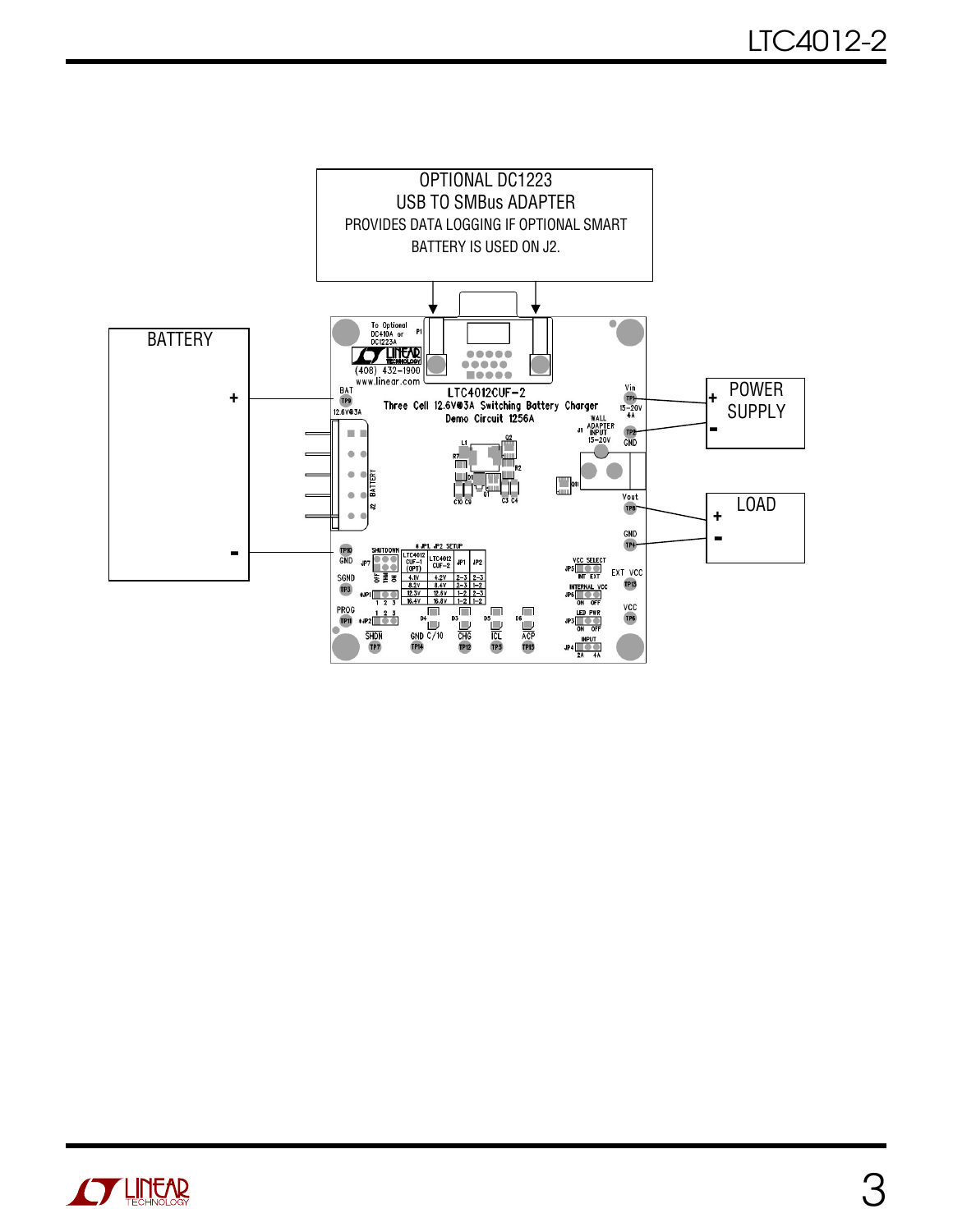OPTIONAL DC1223
USB TO SMBus ADAPTER
PROVIDES DATA LOGGING IF OPTIONAL SMART BATTERY IS USED ON J2.

BATTERY

\+

\-

POWER SUPPLY

\+

\-

LOAD

\+

\-

LTC4012CUF-2
Three Cell 12.6V@3A Switching Battery Charger
Demo Circuit 1256A

| LTC4012 CUF-1 (OPT) | LTC4012 CUF-2 | JP1 | JP2 |
|---|---|---|---|
| 4.1V | 4.2V | 2-3 | 2-3 |
| 8.2V | 8.4V | 2-3 | 1-2 |
| 12.3V | 12.6V | 1-2 | 2-3 |
| 16.4V | 16.8V | 1-2 | 1-2 |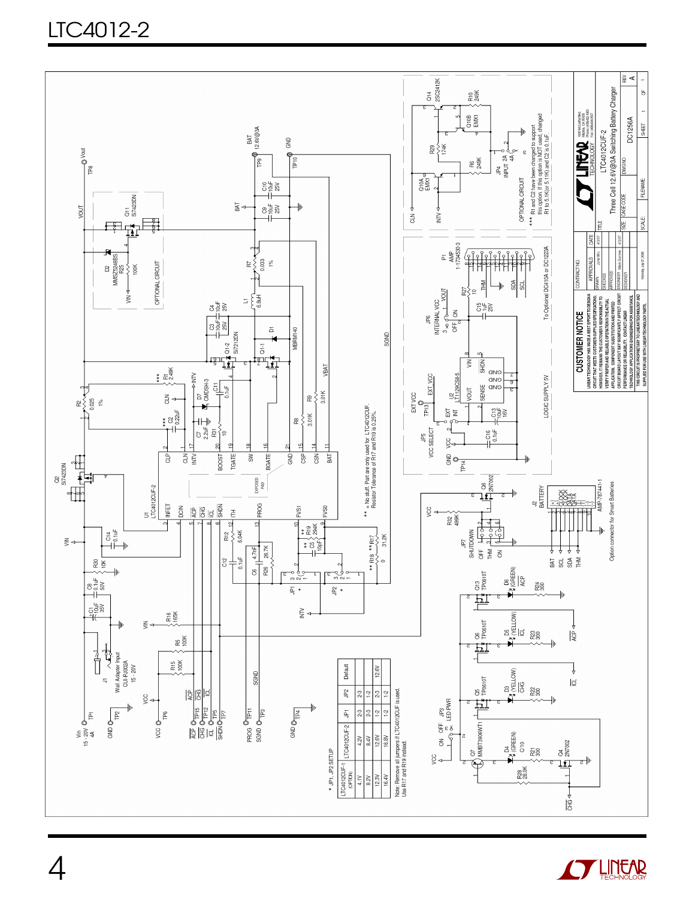* JP1, JP2 SETUP

| LTC4012CUF-1 (OPTION) | LTC4012CUF-2 | JP1 | JP2 | Default |
|---|---|---|---|---|
| 4.1V | 4.2V | 2-3 | 2-3 | |
| 8.2V | 8.4V | 2-3 | 1-2 | |
| 12.3V | 12.6V | 1-2 | 2-3 | 12.6V |
| 16.4V | 16.8V | 1-2 | 1-2 | |

Note: Remove all jumpers if LTC4012CUF is used. Use R17 and R19 instead.

** = No stuff. Part are only used for LTC4012CUF. Resistor Tolerance of R17 and R19 is 0.25%.

*** R1 and C2 have been changed to support this option. If this option is NOT used, changed R1 to 5.1K(or 5.11K) and C2 is 0.1uF.

OPTIONAL CIRCUIT

To Optional DC410A or DC1223A

LOGIC SUPPLY 5V

Option connector for Smart Batteries

CUSTOMER NOTICE

LINEAR TECHNOLOGY HAS MADE A BEST EFFORT TO DESIGN A CIRCUIT THAT MEETS CUSTOMER-SUPPLIED SPECIFICATIONS; HOWEVER, IT REMAINS THE CUSTOMER'S RESPONSIBILITY TO VERIFY PROPER AND RELIABLE OPERATION IN THE ACTUAL APPLICATION. COMPONENT SUBSTITUTION AND PRINTED CIRCUIT BOARD LAYOUT MAY SIGNIFICANTLY AFFECT CIRCUIT PERFORMANCE OR RELIABILITY. CONTACT LINEAR TECHNOLOGY APPLICATIONS ENGINEERING FOR ASSISTANCE.

THIS CIRCUIT IS PROPRIETARY TO LINEAR TECHNOLOGY AND SUPPLIED FOR USE WITH LINEAR TECHNOLOGY PARTS.

TITLE: LTC4012CUF-2 Three Cell 12.6V@3A Switching Battery Charger

SIZE | DWG NO: DC1256A | REV: A | SHEET 1 OF 1